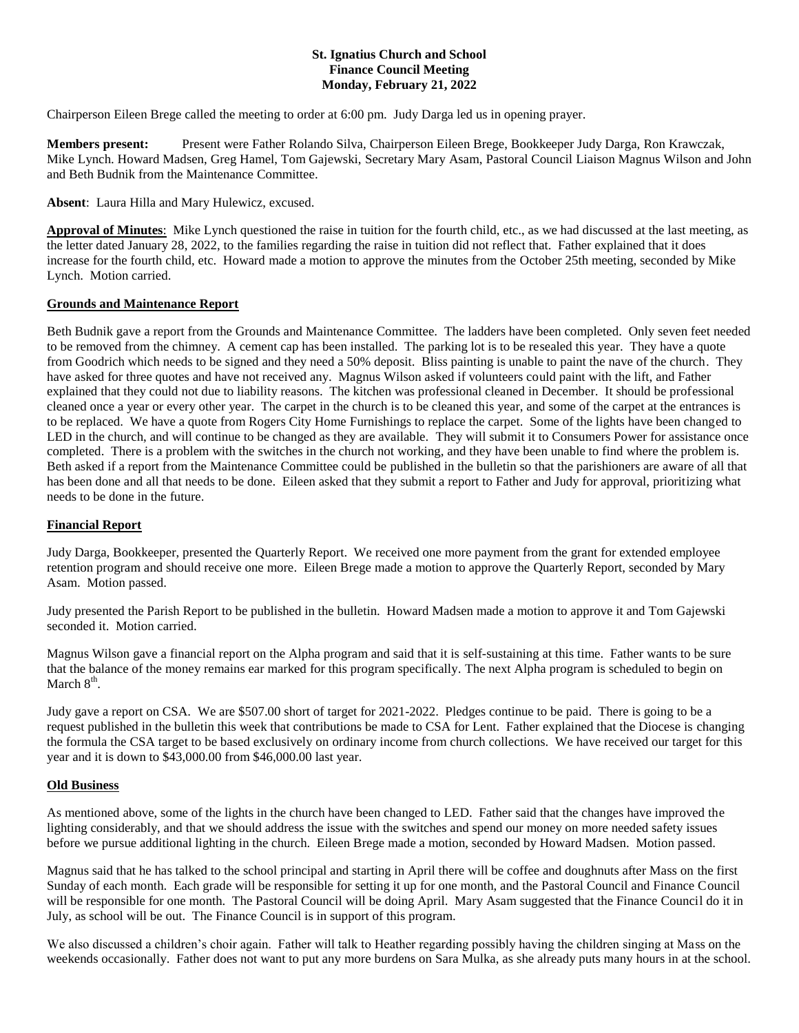**St. Ignatius Church and School**
**Finance Council Meeting**
**Monday, February 21, 2022**

Chairperson Eileen Brege called the meeting to order at 6:00 pm. Judy Darga led us in opening prayer.

**Members present:** Present were Father Rolando Silva, Chairperson Eileen Brege, Bookkeeper Judy Darga, Ron Krawczak, Mike Lynch. Howard Madsen, Greg Hamel, Tom Gajewski, Secretary Mary Asam, Pastoral Council Liaison Magnus Wilson and John and Beth Budnik from the Maintenance Committee.

**Absent**: Laura Hilla and Mary Hulewicz, excused.

**Approval of Minutes**: Mike Lynch questioned the raise in tuition for the fourth child, etc., as we had discussed at the last meeting, as the letter dated January 28, 2022, to the families regarding the raise in tuition did not reflect that. Father explained that it does increase for the fourth child, etc. Howard made a motion to approve the minutes from the October 25th meeting, seconded by Mike Lynch. Motion carried.

**Grounds and Maintenance Report**

Beth Budnik gave a report from the Grounds and Maintenance Committee. The ladders have been completed. Only seven feet needed to be removed from the chimney. A cement cap has been installed. The parking lot is to be resealed this year. They have a quote from Goodrich which needs to be signed and they need a 50% deposit. Bliss painting is unable to paint the nave of the church. They have asked for three quotes and have not received any. Magnus Wilson asked if volunteers could paint with the lift, and Father explained that they could not due to liability reasons. The kitchen was professional cleaned in December. It should be professional cleaned once a year or every other year. The carpet in the church is to be cleaned this year, and some of the carpet at the entrances is to be replaced. We have a quote from Rogers City Home Furnishings to replace the carpet. Some of the lights have been changed to LED in the church, and will continue to be changed as they are available. They will submit it to Consumers Power for assistance once completed. There is a problem with the switches in the church not working, and they have been unable to find where the problem is. Beth asked if a report from the Maintenance Committee could be published in the bulletin so that the parishioners are aware of all that has been done and all that needs to be done. Eileen asked that they submit a report to Father and Judy for approval, prioritizing what needs to be done in the future.

**Financial Report**

Judy Darga, Bookkeeper, presented the Quarterly Report. We received one more payment from the grant for extended employee retention program and should receive one more. Eileen Brege made a motion to approve the Quarterly Report, seconded by Mary Asam. Motion passed.

Judy presented the Parish Report to be published in the bulletin. Howard Madsen made a motion to approve it and Tom Gajewski seconded it. Motion carried.

Magnus Wilson gave a financial report on the Alpha program and said that it is self-sustaining at this time. Father wants to be sure that the balance of the money remains ear marked for this program specifically. The next Alpha program is scheduled to begin on March 8th.

Judy gave a report on CSA. We are $507.00 short of target for 2021-2022. Pledges continue to be paid. There is going to be a request published in the bulletin this week that contributions be made to CSA for Lent. Father explained that the Diocese is changing the formula the CSA target to be based exclusively on ordinary income from church collections. We have received our target for this year and it is down to $43,000.00 from $46,000.00 last year.

**Old Business**

As mentioned above, some of the lights in the church have been changed to LED. Father said that the changes have improved the lighting considerably, and that we should address the issue with the switches and spend our money on more needed safety issues before we pursue additional lighting in the church. Eileen Brege made a motion, seconded by Howard Madsen. Motion passed.

Magnus said that he has talked to the school principal and starting in April there will be coffee and doughnuts after Mass on the first Sunday of each month. Each grade will be responsible for setting it up for one month, and the Pastoral Council and Finance Council will be responsible for one month. The Pastoral Council will be doing April. Mary Asam suggested that the Finance Council do it in July, as school will be out. The Finance Council is in support of this program.

We also discussed a children's choir again. Father will talk to Heather regarding possibly having the children singing at Mass on the weekends occasionally. Father does not want to put any more burdens on Sara Mulka, as she already puts many hours in at the school.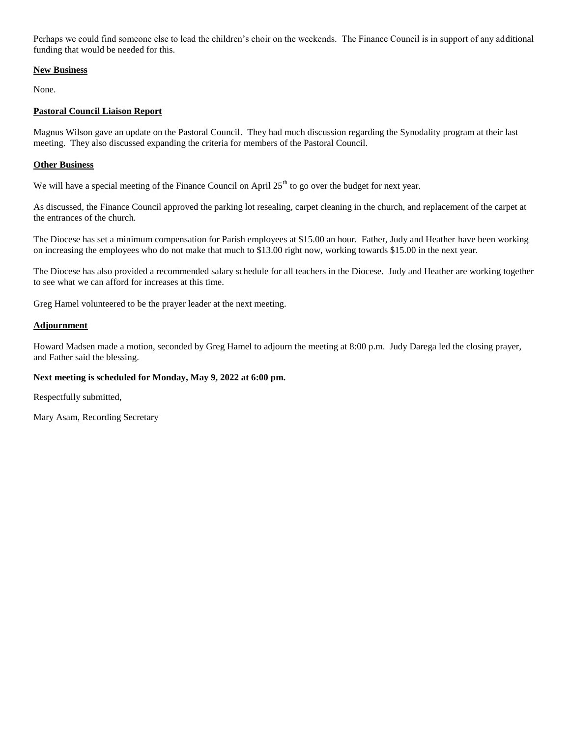Perhaps we could find someone else to lead the children's choir on the weekends. The Finance Council is in support of any additional funding that would be needed for this.

**New Business**

None.

**Pastoral Council Liaison Report**

Magnus Wilson gave an update on the Pastoral Council. They had much discussion regarding the Synodality program at their last meeting. They also discussed expanding the criteria for members of the Pastoral Council.

**Other Business**

We will have a special meeting of the Finance Council on April 25th to go over the budget for next year.

As discussed, the Finance Council approved the parking lot resealing, carpet cleaning in the church, and replacement of the carpet at the entrances of the church.

The Diocese has set a minimum compensation for Parish employees at $15.00 an hour. Father, Judy and Heather have been working on increasing the employees who do not make that much to $13.00 right now, working towards $15.00 in the next year.

The Diocese has also provided a recommended salary schedule for all teachers in the Diocese. Judy and Heather are working together to see what we can afford for increases at this time.

Greg Hamel volunteered to be the prayer leader at the next meeting.

**Adjournment**

Howard Madsen made a motion, seconded by Greg Hamel to adjourn the meeting at 8:00 p.m. Judy Darega led the closing prayer, and Father said the blessing.

**Next meeting is scheduled for Monday, May 9, 2022 at 6:00 pm.**

Respectfully submitted,

Mary Asam, Recording Secretary